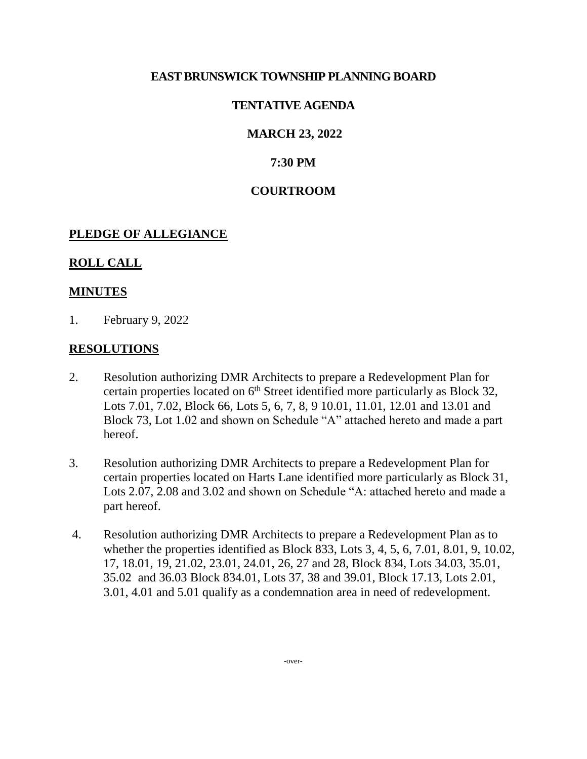# EAST BRUNSWICK TOWNSHIP PLANNING BOARD

## TENTATIVE AGENDA

## MARCH 23, 2022

## 7:30 PM

## COURTROOM

## PLEDGE OF ALLEGIANCE

## ROLL CALL

## MINUTES

1. February 9, 2022

## RESOLUTIONS

2. Resolution authorizing DMR Architects to prepare a Redevelopment Plan for certain properties located on 6th Street identified more particularly as Block 32, Lots 7.01, 7.02, Block 66, Lots 5, 6, 7, 8, 9 10.01, 11.01, 12.01 and 13.01 and Block 73, Lot 1.02 and shown on Schedule "A" attached hereto and made a part hereof.

3. Resolution authorizing DMR Architects to prepare a Redevelopment Plan for certain properties located on Harts Lane identified more particularly as Block 31, Lots 2.07, 2.08 and 3.02 and shown on Schedule "A: attached hereto and made a part hereof.

4. Resolution authorizing DMR Architects to prepare a Redevelopment Plan as to whether the properties identified as Block 833, Lots 3, 4, 5, 6, 7.01, 8.01, 9, 10.02, 17, 18.01, 19, 21.02, 23.01, 24.01, 26, 27 and 28, Block 834, Lots 34.03, 35.01, 35.02 and 36.03 Block 834.01, Lots 37, 38 and 39.01, Block 17.13, Lots 2.01, 3.01, 4.01 and 5.01 qualify as a condemnation area in need of redevelopment.

-over-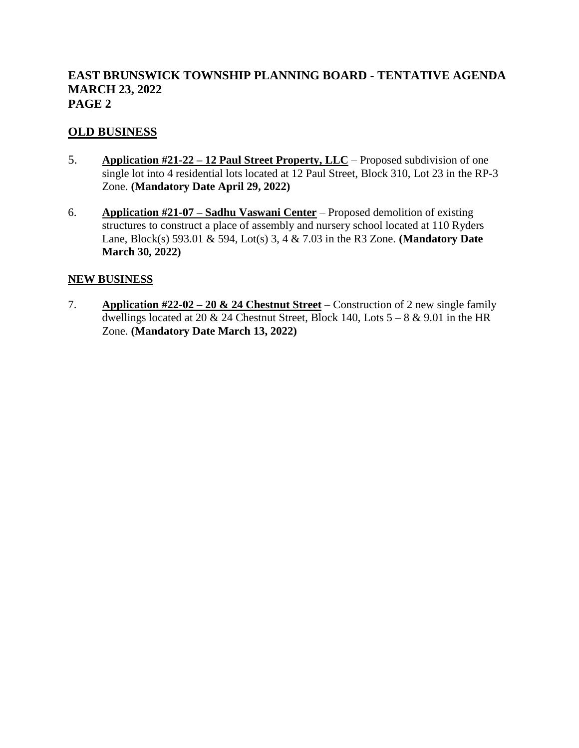## OLD BUSINESS

5. **Application #21-22 – 12 Paul Street Property, LLC** – Proposed subdivision of one single lot into 4 residential lots located at 12 Paul Street, Block 310, Lot 23 in the RP-3 Zone. **(Mandatory Date April 29, 2022)**

6. **Application #21-07 – Sadhu Vaswani Center** – Proposed demolition of existing structures to construct a place of assembly and nursery school located at 110 Ryders Lane, Block(s) 593.01 & 594, Lot(s) 3, 4 & 7.03 in the R3 Zone. **(Mandatory Date March 30, 2022)**

## NEW BUSINESS

7. **Application #22-02 – 20 & 24 Chestnut Street** – Construction of 2 new single family dwellings located at 20 & 24 Chestnut Street, Block 140, Lots 5 – 8 & 9.01 in the HR Zone. **(Mandatory Date March 13, 2022)**